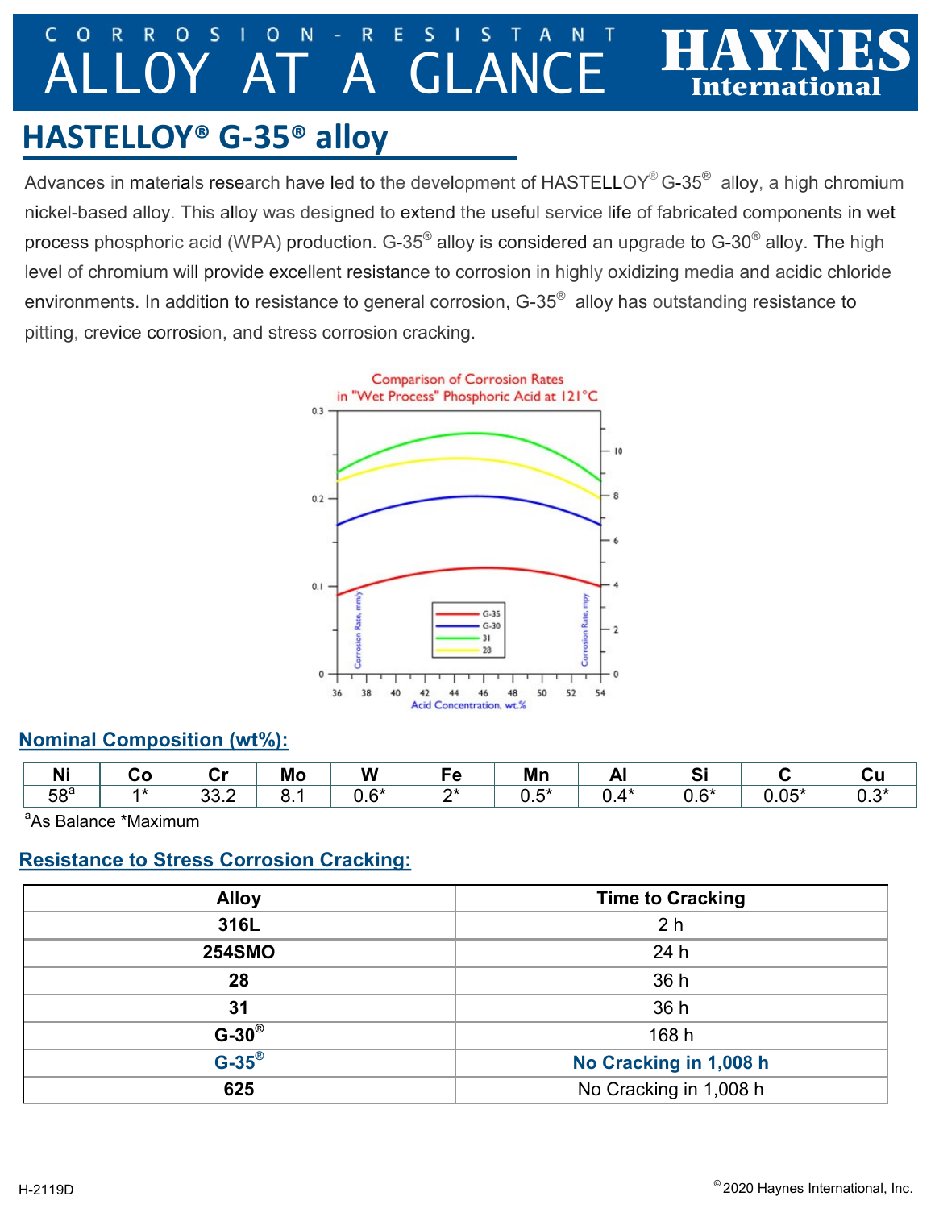# CORROSION-RESISTANT ALLOY AT A GLANCE

HAYNES International

## HASTELLOY® G-35® alloy

Advances in materials research have led to the development of HASTELLOY® G-35® alloy, a high chromium nickel-based alloy. This alloy was designed to extend the useful service life of fabricated components in wet process phosphoric acid (WPA) production. G-35® alloy is considered an upgrade to G-30® alloy. The high level of chromium will provide excellent resistance to corrosion in highly oxidizing media and acidic chloride environments. In addition to resistance to general corrosion, G-35® alloy has outstanding resistance to pitting, crevice corrosion, and stress corrosion cracking.

Comparison of Corrosion Rates in "Wet Process" Phosphoric Acid at 121°C

### Nominal Composition (wt%):

| Ni | Co | Cr | Mo | W | Fe | Mn | Al | Si | C | Cu |
|---|---|---|---|---|---|---|---|---|---|---|
| 58[a] | 1* | 33.2 | 8.1 | 0.6* | 2* | 0.5* | 0.4* | 0.6* | 0.05* | 0.3* |

[a]As Balance *Maximum

### Resistance to Stress Corrosion Cracking:

| Alloy | Time to Cracking |
|---|---|
| 316L | 2 h |
| 254SMO | 24 h |
| 28 | 36 h |
| 31 | 36 h |
| G-30® | 168 h |
| G-35® | No Cracking in 1,008 h |
| 625 | No Cracking in 1,008 h |

H-2119D

© 2020 Haynes International, Inc.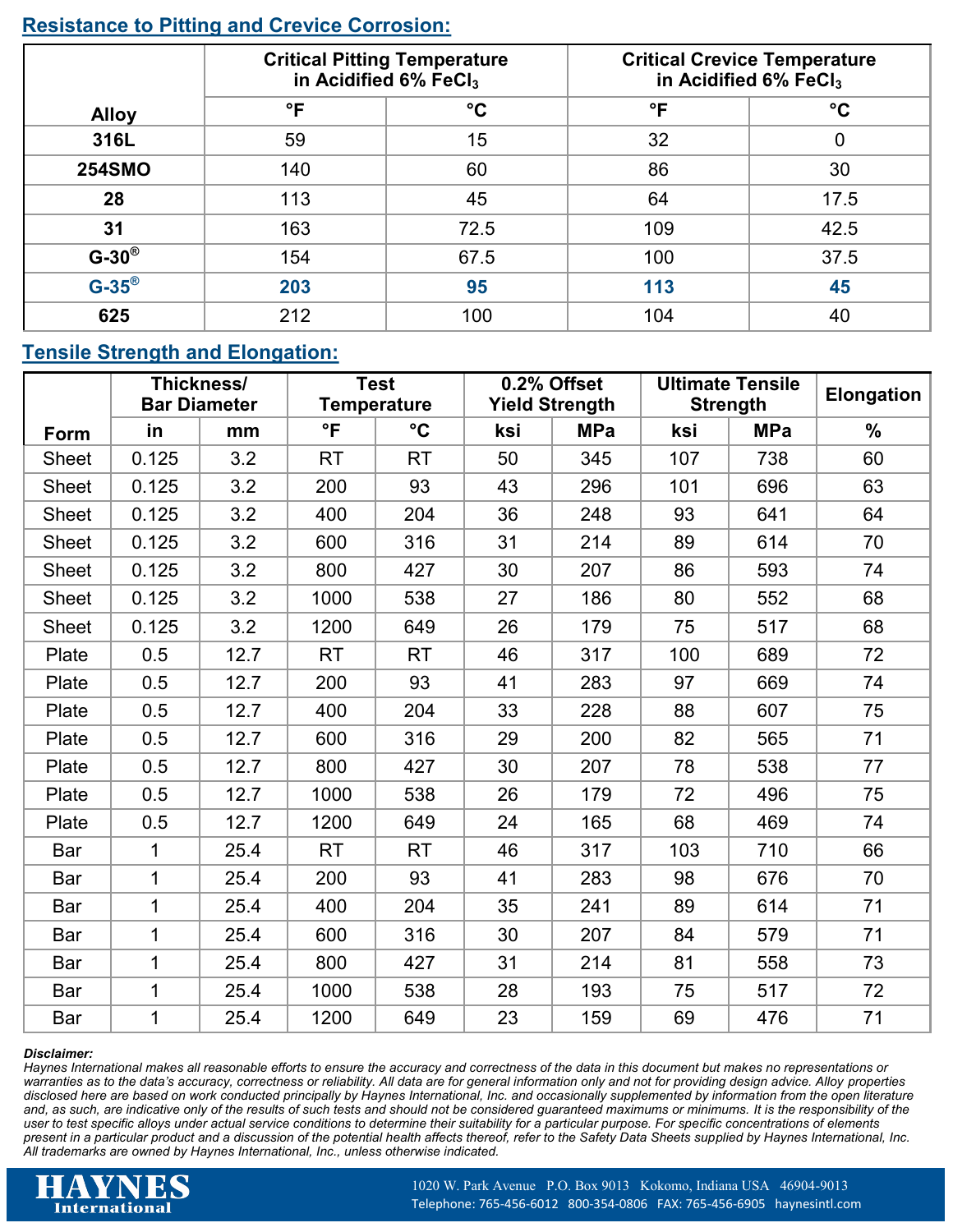## Resistance to Pitting and Crevice Corrosion:

| Alloy | Critical Pitting Temperature in Acidified 6% $FeCl_3$ | | Critical Crevice Temperature in Acidified 6% $FeCl_3$ | |
|---|---|---|---|---|
| | °F | °C | °F | °C |
| 316L | 59 | 15 | 32 | 0 |
| 254SMO | 140 | 60 | 86 | 30 |
| 28 | 113 | 45 | 64 | 17.5 |
| 31 | 163 | 72.5 | 109 | 42.5 |
| G-30® | 154 | 67.5 | 100 | 37.5 |
| **G-35®** | **203** | **95** | **113** | **45** |
| 625 | 212 | 100 | 104 | 40 |

## Tensile Strength and Elongation:

| Form | Thickness/ Bar Diameter | | Test Temperature | | 0.2% Offset Yield Strength | | Ultimate Tensile Strength | | Elongation |
|---|---|---|---|---|---|---|---|---|---|
| | in | mm | °F | °C | ksi | MPa | ksi | MPa | % |
| Sheet | 0.125 | 3.2 | RT | RT | 50 | 345 | 107 | 738 | 60 |
| Sheet | 0.125 | 3.2 | 200 | 93 | 43 | 296 | 101 | 696 | 63 |
| Sheet | 0.125 | 3.2 | 400 | 204 | 36 | 248 | 93 | 641 | 64 |
| Sheet | 0.125 | 3.2 | 600 | 316 | 31 | 214 | 89 | 614 | 70 |
| Sheet | 0.125 | 3.2 | 800 | 427 | 30 | 207 | 86 | 593 | 74 |
| Sheet | 0.125 | 3.2 | 1000 | 538 | 27 | 186 | 80 | 552 | 68 |
| Sheet | 0.125 | 3.2 | 1200 | 649 | 26 | 179 | 75 | 517 | 68 |
| Plate | 0.5 | 12.7 | RT | RT | 46 | 317 | 100 | 689 | 72 |
| Plate | 0.5 | 12.7 | 200 | 93 | 41 | 283 | 97 | 669 | 74 |
| Plate | 0.5 | 12.7 | 400 | 204 | 33 | 228 | 88 | 607 | 75 |
| Plate | 0.5 | 12.7 | 600 | 316 | 29 | 200 | 82 | 565 | 71 |
| Plate | 0.5 | 12.7 | 800 | 427 | 30 | 207 | 78 | 538 | 77 |
| Plate | 0.5 | 12.7 | 1000 | 538 | 26 | 179 | 72 | 496 | 75 |
| Plate | 0.5 | 12.7 | 1200 | 649 | 24 | 165 | 68 | 469 | 74 |
| Bar | 1 | 25.4 | RT | RT | 46 | 317 | 103 | 710 | 66 |
| Bar | 1 | 25.4 | 200 | 93 | 41 | 283 | 98 | 676 | 70 |
| Bar | 1 | 25.4 | 400 | 204 | 35 | 241 | 89 | 614 | 71 |
| Bar | 1 | 25.4 | 600 | 316 | 30 | 207 | 84 | 579 | 71 |
| Bar | 1 | 25.4 | 800 | 427 | 31 | 214 | 81 | 558 | 73 |
| Bar | 1 | 25.4 | 1000 | 538 | 28 | 193 | 75 | 517 | 72 |
| Bar | 1 | 25.4 | 1200 | 649 | 23 | 159 | 69 | 476 | 71 |

***Disclaimer:***
*Haynes International makes all reasonable efforts to ensure the accuracy and correctness of the data in this document but makes no representations or warranties as to the data's accuracy, correctness or reliability. All data are for general information only and not for providing design advice. Alloy properties disclosed here are based on work conducted principally by Haynes International, Inc. and occasionally supplemented by information from the open literature and, as such, are indicative only of the results of such tests and should not be considered guaranteed maximums or minimums. It is the responsibility of the user to test specific alloys under actual service conditions to determine their suitability for a particular purpose. For specific concentrations of elements present in a particular product and a discussion of the potential health affects thereof, refer to the Safety Data Sheets supplied by Haynes International, Inc. All trademarks are owned by Haynes International, Inc., unless otherwise indicated.*

**HAYNES International**

1020 W. Park Avenue P.O. Box 9013 Kokomo, Indiana USA 46904-9013
Telephone: 765-456-6012 800-354-0806 FAX: 765-456-6905 haynesintl.com